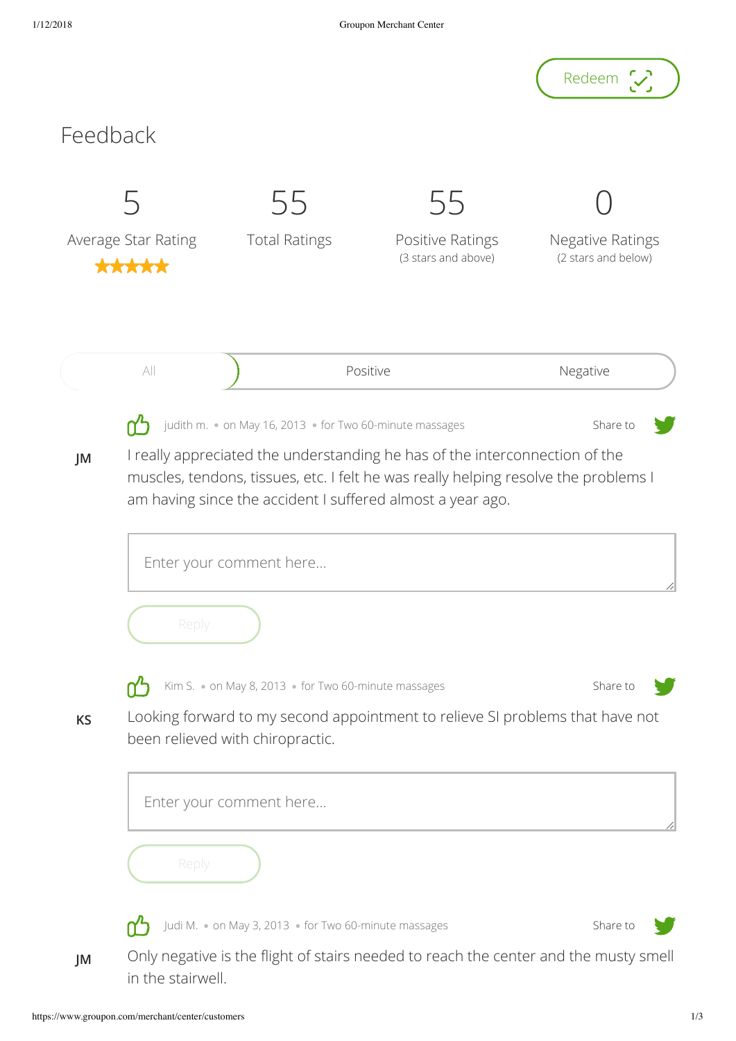Redeem

# Feedback

| 5 | 55 | 55 | 0 |
| --- | --- | --- | --- |
| Average Star Rating ★★★★★ | Total Ratings | Positive Ratings (3 stars and above) | Negative Ratings (2 stars and below) |

All | Positive | Negative

**JM**

judith m. • on May 16, 2013 • for Two 60-minute massages — Share to

I really appreciated the understanding he has of the interconnection of the muscles, tendons, tissues, etc. I felt he was really helping resolve the problems I am having since the accident I suffered almost a year ago.

Enter your comment here...

Reply

**KS**

Kim S. • on May 8, 2013 • for Two 60-minute massages — Share to

Looking forward to my second appointment to relieve SI problems that have not been relieved with chiropractic.

Enter your comment here...

Reply

**JM**

Judi M. • on May 3, 2013 • for Two 60-minute massages — Share to

Only negative is the flight of stairs needed to reach the center and the musty smell in the stairwell.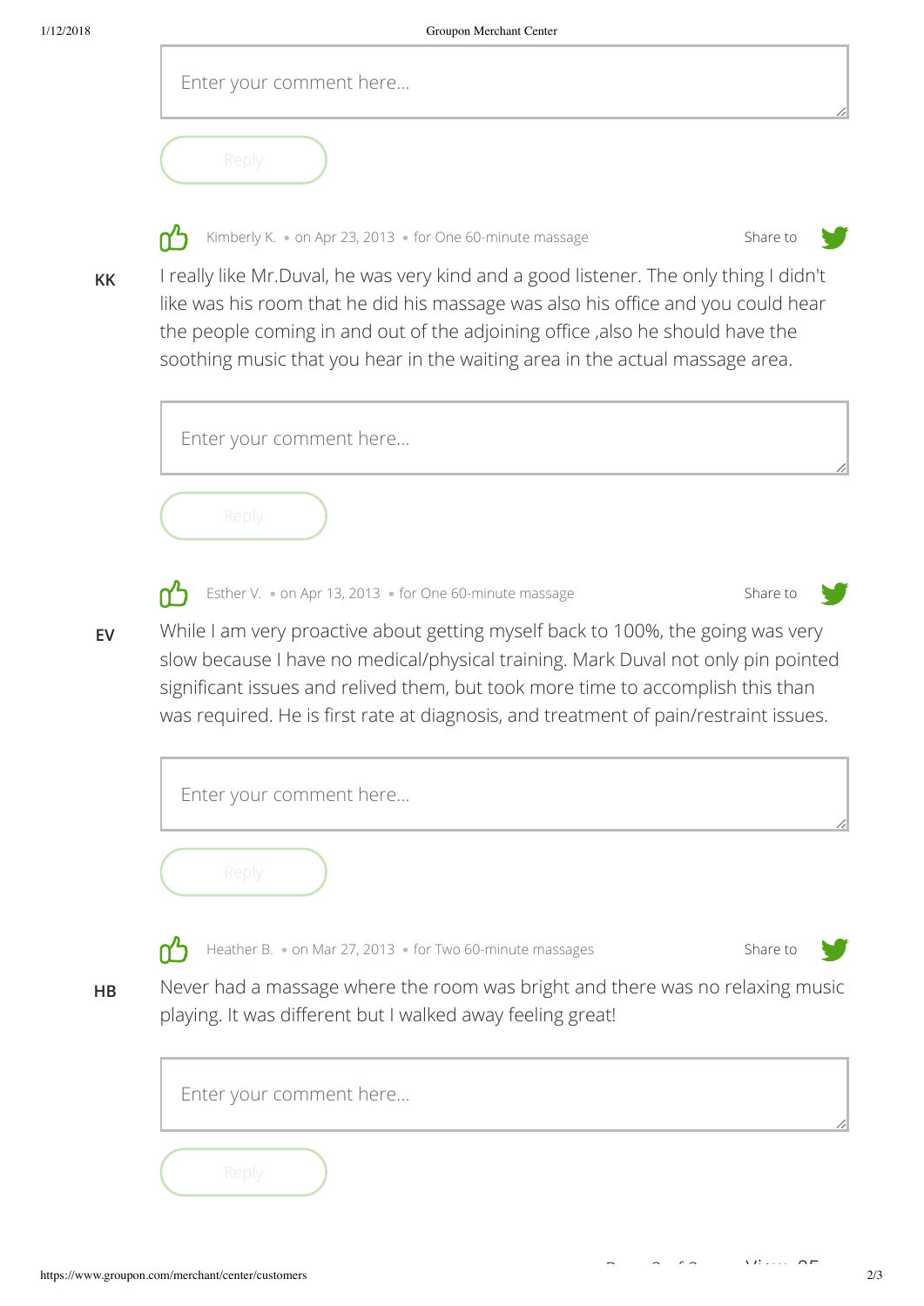Enter your comment here...

Reply

Kimberly K. • on Apr 23, 2013 • for One 60-minute massage

Share to

**KK**

I really like Mr.Duval, he was very kind and a good listener. The only thing I didn't like was his room that he did his massage was also his office and you could hear the people coming in and out of the adjoining office ,also he should have the soothing music that you hear in the waiting area in the actual massage area.

Enter your comment here...

Reply

Esther V. • on Apr 13, 2013 • for One 60-minute massage

Share to

**EV**

While I am very proactive about getting myself back to 100%, the going was very slow because I have no medical/physical training. Mark Duval not only pin pointed significant issues and relived them, but took more time to accomplish this than was required. He is first rate at diagnosis, and treatment of pain/restraint issues.

Enter your comment here...

Reply

Heather B. • on Mar 27, 2013 • for Two 60-minute massages

Share to

**HB**

Never had a massage where the room was bright and there was no relaxing music playing. It was different but I walked away feeling great!

Enter your comment here...

Reply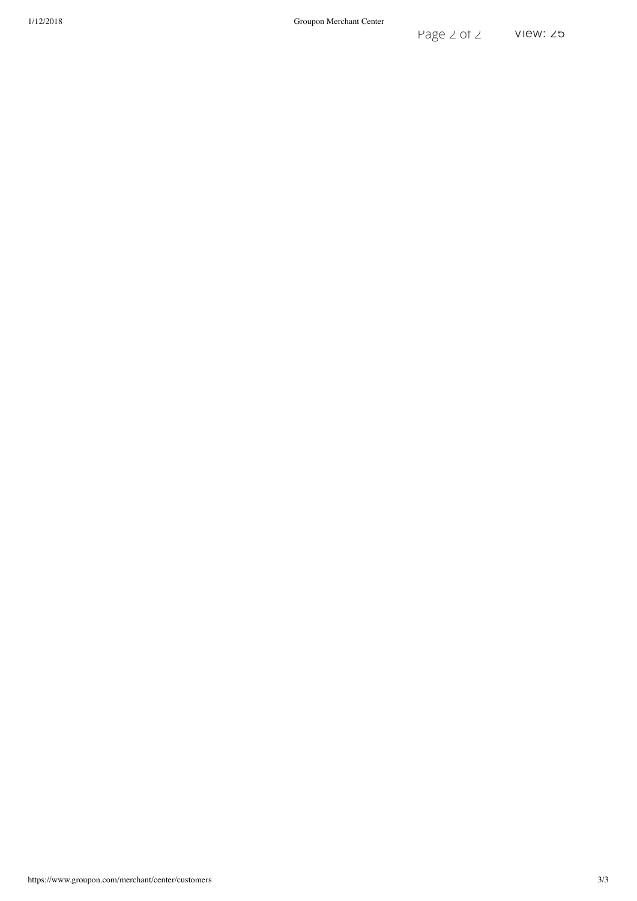Page 2 of 2 View: 25